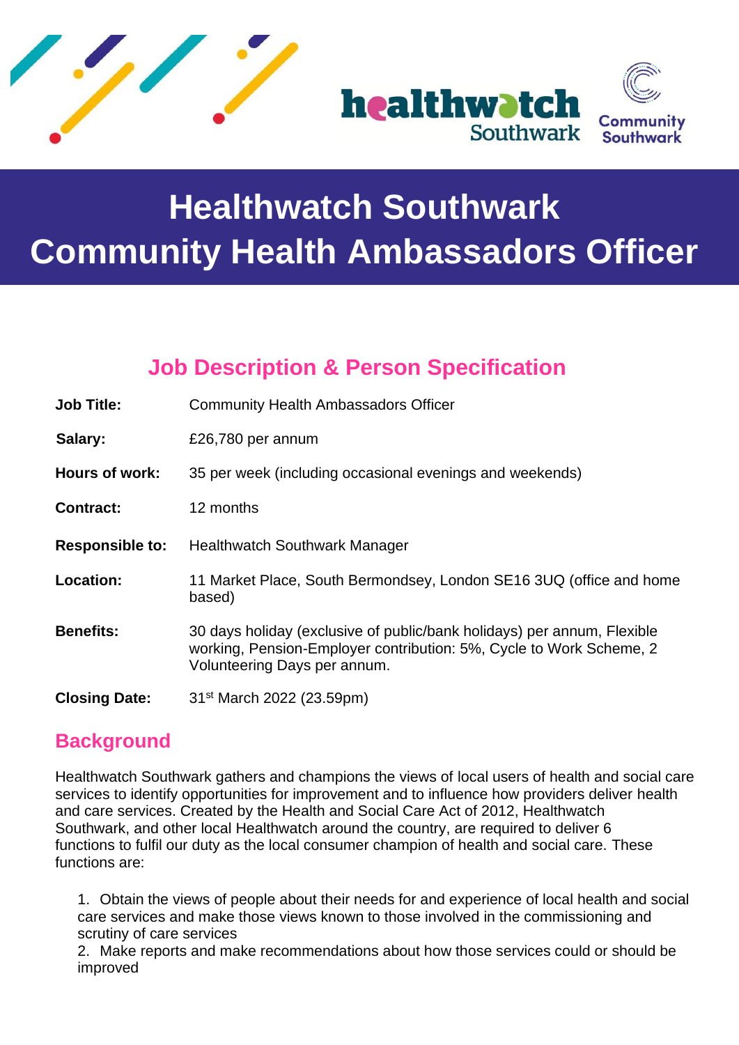healthwatch Southwark

Community Southwark

# Healthwatch Southwark Community Health Ambassadors Officer

## Job Description & Person Specification

| | |
|---|---|
| **Job Title:** | Community Health Ambassadors Officer |
| **Salary:** | £26,780 per annum |
| **Hours of work:** | 35 per week (including occasional evenings and weekends) |
| **Contract:** | 12 months |
| **Responsible to:** | Healthwatch Southwark Manager |
| **Location:** | 11 Market Place, South Bermondsey, London SE16 3UQ (office and home based) |
| **Benefits:** | 30 days holiday (exclusive of public/bank holidays) per annum, Flexible working, Pension-Employer contribution: 5%, Cycle to Work Scheme, 2 Volunteering Days per annum. |
| **Closing Date:** | 31st March 2022 (23.59pm) |

## Background

Healthwatch Southwark gathers and champions the views of local users of health and social care services to identify opportunities for improvement and to influence how providers deliver health and care services. Created by the Health and Social Care Act of 2012, Healthwatch Southwark, and other local Healthwatch around the country, are required to deliver 6 functions to fulfil our duty as the local consumer champion of health and social care. These functions are:

1. Obtain the views of people about their needs for and experience of local health and social care services and make those views known to those involved in the commissioning and scrutiny of care services
2. Make reports and make recommendations about how those services could or should be improved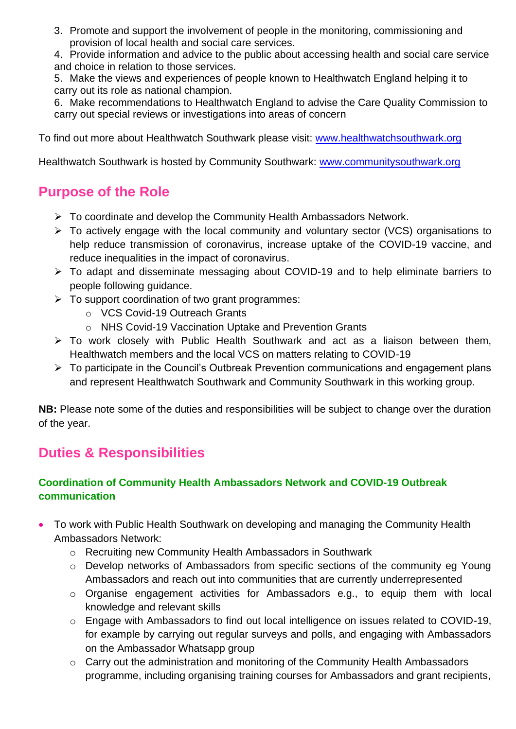3. Promote and support the involvement of people in the monitoring, commissioning and provision of local health and social care services.
4. Provide information and advice to the public about accessing health and social care service and choice in relation to those services.
5. Make the views and experiences of people known to Healthwatch England helping it to carry out its role as national champion.
6. Make recommendations to Healthwatch England to advise the Care Quality Commission to carry out special reviews or investigations into areas of concern

To find out more about Healthwatch Southwark please visit: [www.healthwatchsouthwark.org](www.healthwatchsouthwark.org)

Healthwatch Southwark is hosted by Community Southwark: [www.communitysouthwark.org](www.communitysouthwark.org)

## Purpose of the Role

- To coordinate and develop the Community Health Ambassadors Network.
- To actively engage with the local community and voluntary sector (VCS) organisations to help reduce transmission of coronavirus, increase uptake of the COVID-19 vaccine, and reduce inequalities in the impact of coronavirus.
- To adapt and disseminate messaging about COVID-19 and to help eliminate barriers to people following guidance.
- To support coordination of two grant programmes:
    - VCS Covid-19 Outreach Grants
    - NHS Covid-19 Vaccination Uptake and Prevention Grants
- To work closely with Public Health Southwark and act as a liaison between them, Healthwatch members and the local VCS on matters relating to COVID-19
- To participate in the Council's Outbreak Prevention communications and engagement plans and represent Healthwatch Southwark and Community Southwark in this working group.

**NB:** Please note some of the duties and responsibilities will be subject to change over the duration of the year.

## Duties & Responsibilities

### Coordination of Community Health Ambassadors Network and COVID-19 Outbreak communication

- To work with Public Health Southwark on developing and managing the Community Health Ambassadors Network:
    - Recruiting new Community Health Ambassadors in Southwark
    - Develop networks of Ambassadors from specific sections of the community eg Young Ambassadors and reach out into communities that are currently underrepresented
    - Organise engagement activities for Ambassadors e.g., to equip them with local knowledge and relevant skills
    - Engage with Ambassadors to find out local intelligence on issues related to COVID-19, for example by carrying out regular surveys and polls, and engaging with Ambassadors on the Ambassador Whatsapp group
    - Carry out the administration and monitoring of the Community Health Ambassadors programme, including organising training courses for Ambassadors and grant recipients,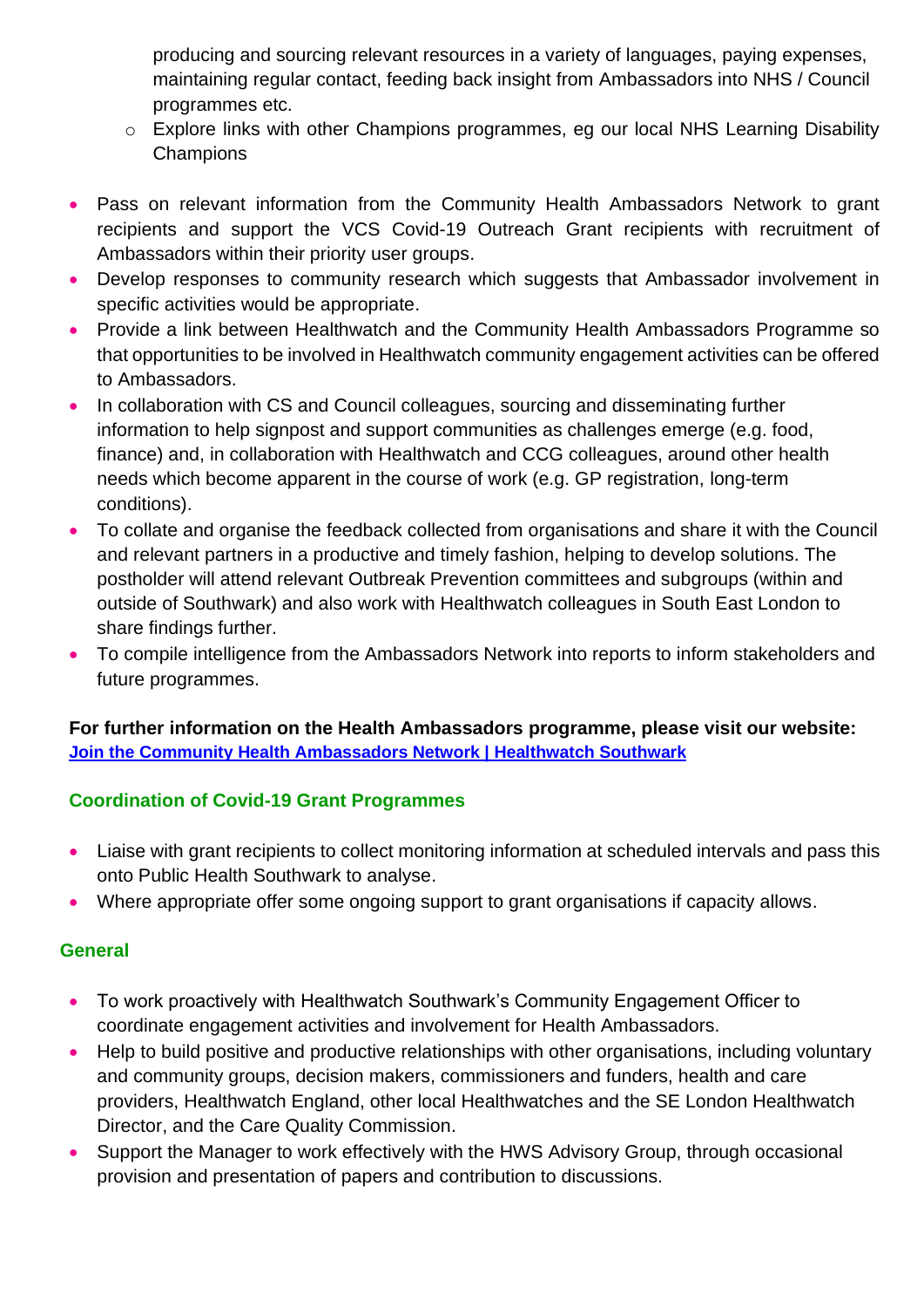producing and sourcing relevant resources in a variety of languages, paying expenses, maintaining regular contact, feeding back insight from Ambassadors into NHS / Council programmes etc.
  - Explore links with other Champions programmes, eg our local NHS Learning Disability Champions

- Pass on relevant information from the Community Health Ambassadors Network to grant recipients and support the VCS Covid-19 Outreach Grant recipients with recruitment of Ambassadors within their priority user groups.
- Develop responses to community research which suggests that Ambassador involvement in specific activities would be appropriate.
- Provide a link between Healthwatch and the Community Health Ambassadors Programme so that opportunities to be involved in Healthwatch community engagement activities can be offered to Ambassadors.
- In collaboration with CS and Council colleagues, sourcing and disseminating further information to help signpost and support communities as challenges emerge (e.g. food, finance) and, in collaboration with Healthwatch and CCG colleagues, around other health needs which become apparent in the course of work (e.g. GP registration, long-term conditions).
- To collate and organise the feedback collected from organisations and share it with the Council and relevant partners in a productive and timely fashion, helping to develop solutions. The postholder will attend relevant Outbreak Prevention committees and subgroups (within and outside of Southwark) and also work with Healthwatch colleagues in South East London to share findings further.
- To compile intelligence from the Ambassadors Network into reports to inform stakeholders and future programmes.

**For further information on the Health Ambassadors programme, please visit our website:**
**Join the Community Health Ambassadors Network | Healthwatch Southwark**

### Coordination of Covid-19 Grant Programmes

- Liaise with grant recipients to collect monitoring information at scheduled intervals and pass this onto Public Health Southwark to analyse.
- Where appropriate offer some ongoing support to grant organisations if capacity allows.

### General

- To work proactively with Healthwatch Southwark's Community Engagement Officer to coordinate engagement activities and involvement for Health Ambassadors.
- Help to build positive and productive relationships with other organisations, including voluntary and community groups, decision makers, commissioners and funders, health and care providers, Healthwatch England, other local Healthwatches and the SE London Healthwatch Director, and the Care Quality Commission.
- Support the Manager to work effectively with the HWS Advisory Group, through occasional provision and presentation of papers and contribution to discussions.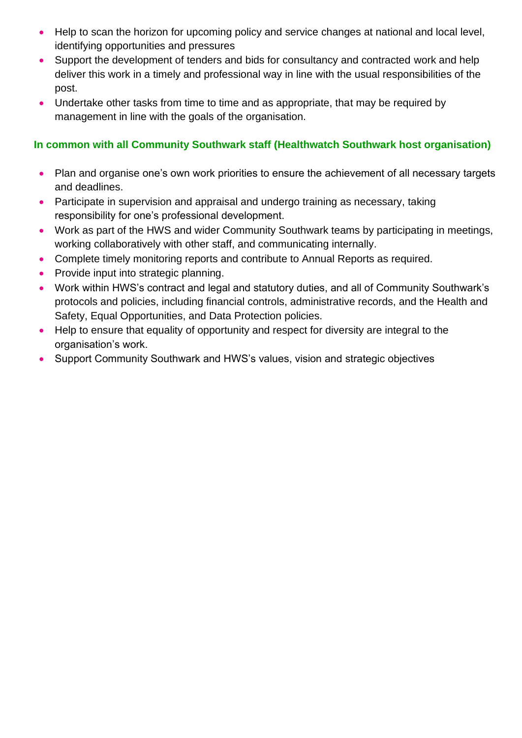- Help to scan the horizon for upcoming policy and service changes at national and local level, identifying opportunities and pressures
- Support the development of tenders and bids for consultancy and contracted work and help deliver this work in a timely and professional way in line with the usual responsibilities of the post.
- Undertake other tasks from time to time and as appropriate, that may be required by management in line with the goals of the organisation.

**In common with all Community Southwark staff (Healthwatch Southwark host organisation)**

- Plan and organise one's own work priorities to ensure the achievement of all necessary targets and deadlines.
- Participate in supervision and appraisal and undergo training as necessary, taking responsibility for one's professional development.
- Work as part of the HWS and wider Community Southwark teams by participating in meetings, working collaboratively with other staff, and communicating internally.
- Complete timely monitoring reports and contribute to Annual Reports as required.
- Provide input into strategic planning.
- Work within HWS's contract and legal and statutory duties, and all of Community Southwark's protocols and policies, including financial controls, administrative records, and the Health and Safety, Equal Opportunities, and Data Protection policies.
- Help to ensure that equality of opportunity and respect for diversity are integral to the organisation's work.
- Support Community Southwark and HWS's values, vision and strategic objectives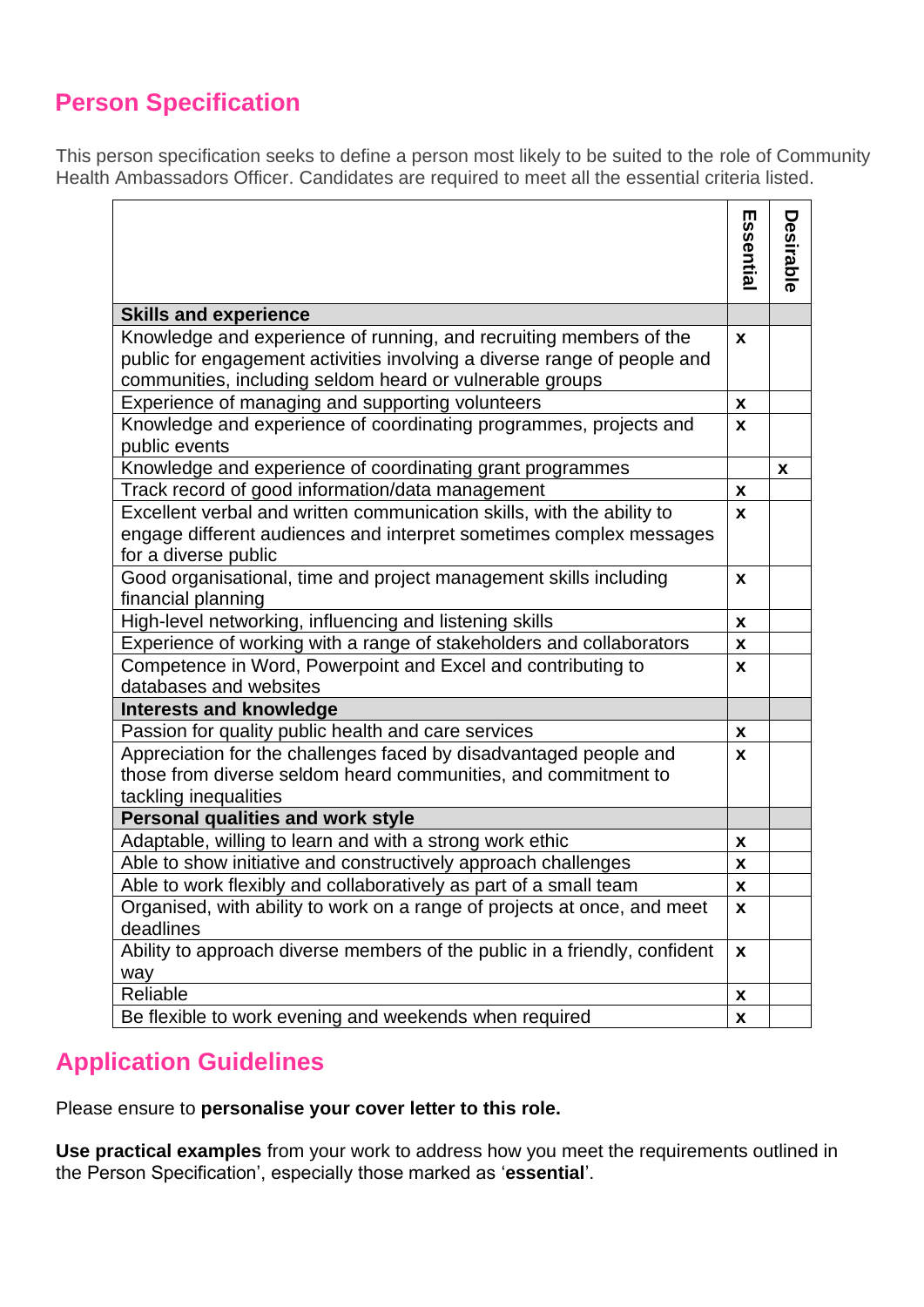## Person Specification

This person specification seeks to define a person most likely to be suited to the role of Community Health Ambassadors Officer. Candidates are required to meet all the essential criteria listed.

| | Essential | Desirable |
|---|---|---|
| **Skills and experience** | | |
| Knowledge and experience of running, and recruiting members of the public for engagement activities involving a diverse range of people and communities, including seldom heard or vulnerable groups | x | |
| Experience of managing and supporting volunteers | x | |
| Knowledge and experience of coordinating programmes, projects and public events | x | |
| Knowledge and experience of coordinating grant programmes | | x |
| Track record of good information/data management | x | |
| Excellent verbal and written communication skills, with the ability to engage different audiences and interpret sometimes complex messages for a diverse public | x | |
| Good organisational, time and project management skills including financial planning | x | |
| High-level networking, influencing and listening skills | x | |
| Experience of working with a range of stakeholders and collaborators | x | |
| Competence in Word, Powerpoint and Excel and contributing to databases and websites | x | |
| **Interests and knowledge** | | |
| Passion for quality public health and care services | x | |
| Appreciation for the challenges faced by disadvantaged people and those from diverse seldom heard communities, and commitment to tackling inequalities | x | |
| **Personal qualities and work style** | | |
| Adaptable, willing to learn and with a strong work ethic | x | |
| Able to show initiative and constructively approach challenges | x | |
| Able to work flexibly and collaboratively as part of a small team | x | |
| Organised, with ability to work on a range of projects at once, and meet deadlines | x | |
| Ability to approach diverse members of the public in a friendly, confident way | x | |
| Reliable | x | |
| Be flexible to work evening and weekends when required | x | |

## Application Guidelines

Please ensure to **personalise your cover letter to this role.**

**Use practical examples** from your work to address how you meet the requirements outlined in the Person Specification', especially those marked as '**essential**'.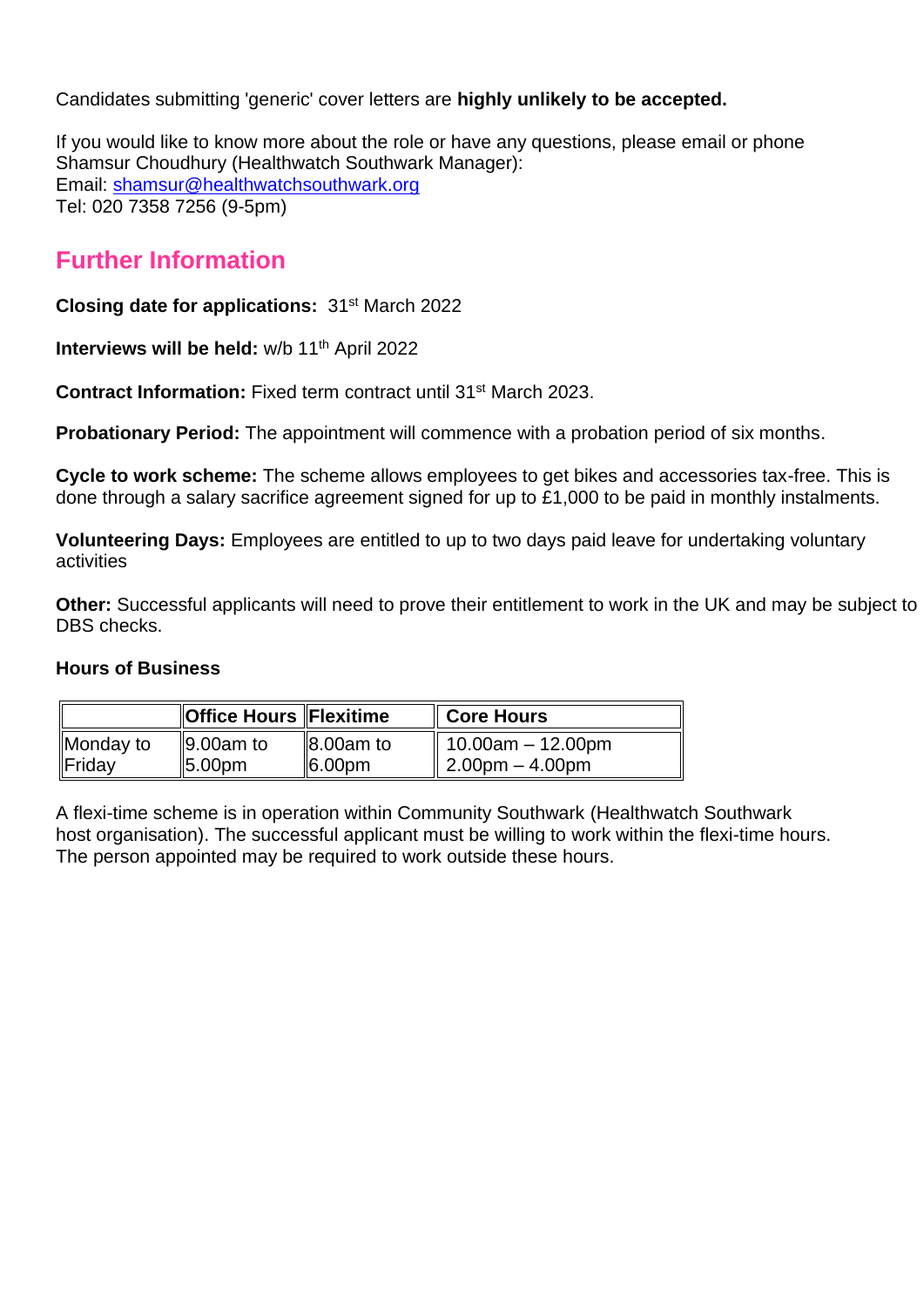Candidates submitting 'generic' cover letters are **highly unlikely to be accepted.**

If you would like to know more about the role or have any questions, please email or phone Shamsur Choudhury (Healthwatch Southwark Manager):
Email: shamsur@healthwatchsouthwark.org
Tel: 020 7358 7256 (9-5pm)

## Further Information

**Closing date for applications:** 31st March 2022

**Interviews will be held:** w/b 11th April 2022

**Contract Information:** Fixed term contract until 31st March 2023.

**Probationary Period:** The appointment will commence with a probation period of six months.

**Cycle to work scheme:** The scheme allows employees to get bikes and accessories tax-free. This is done through a salary sacrifice agreement signed for up to £1,000 to be paid in monthly instalments.

**Volunteering Days:** Employees are entitled to up to two days paid leave for undertaking voluntary activities

**Other:** Successful applicants will need to prove their entitlement to work in the UK and may be subject to DBS checks.

**Hours of Business**

| | Office Hours | Flexitime | Core Hours |
|---|---|---|---|
| Monday to Friday | 9.00am to 5.00pm | 8.00am to 6.00pm | 10.00am – 12.00pm<br>2.00pm – 4.00pm |

A flexi-time scheme is in operation within Community Southwark (Healthwatch Southwark host organisation). The successful applicant must be willing to work within the flexi-time hours. The person appointed may be required to work outside these hours.